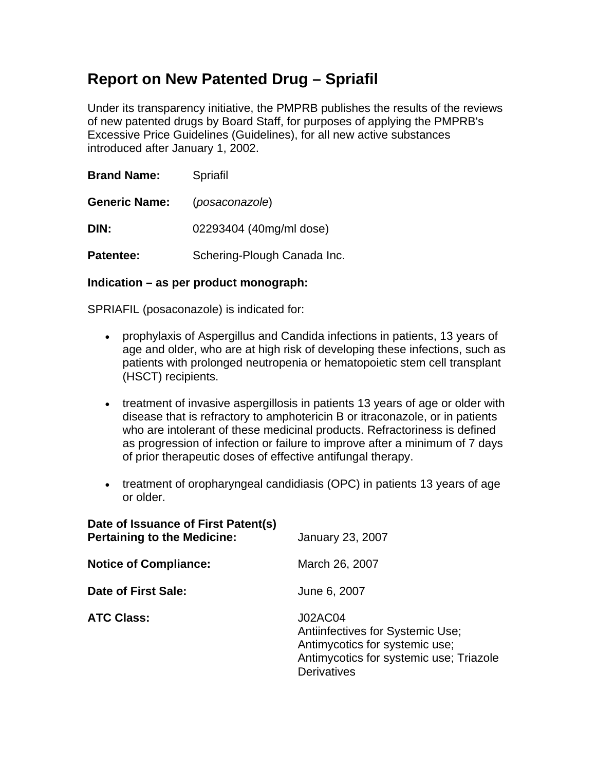# Report on New Patented Drug – Spriafil

Under its transparency initiative, the PMPRB publishes the results of the reviews of new patented drugs by Board Staff, for purposes of applying the PMPRB's Excessive Price Guidelines (Guidelines), for all new active substances introduced after January 1, 2002.

**Brand Name:** Spriafil

**Generic Name:** (*posaconazole*)

**DIN:** 02293404 (40mg/ml dose)

**Patentee:** Schering-Plough Canada Inc.

**Indication – as per product monograph:**

SPRIAFIL (posaconazole) is indicated for:

- prophylaxis of Aspergillus and Candida infections in patients, 13 years of age and older, who are at high risk of developing these infections, such as patients with prolonged neutropenia or hematopoietic stem cell transplant (HSCT) recipients.

- treatment of invasive aspergillosis in patients 13 years of age or older with disease that is refractory to amphotericin B or itraconazole, or in patients who are intolerant of these medicinal products. Refractoriness is defined as progression of infection or failure to improve after a minimum of 7 days of prior therapeutic doses of effective antifungal therapy.

- treatment of oropharyngeal candidiasis (OPC) in patients 13 years of age or older.

**Date of Issuance of First Patent(s) Pertaining to the Medicine:** January 23, 2007

**Notice of Compliance:** March 26, 2007

**Date of First Sale:** June 6, 2007

**ATC Class:** J02AC04
Antiinfectives for Systemic Use;
Antimycotics for systemic use;
Antimycotics for systemic use; Triazole Derivatives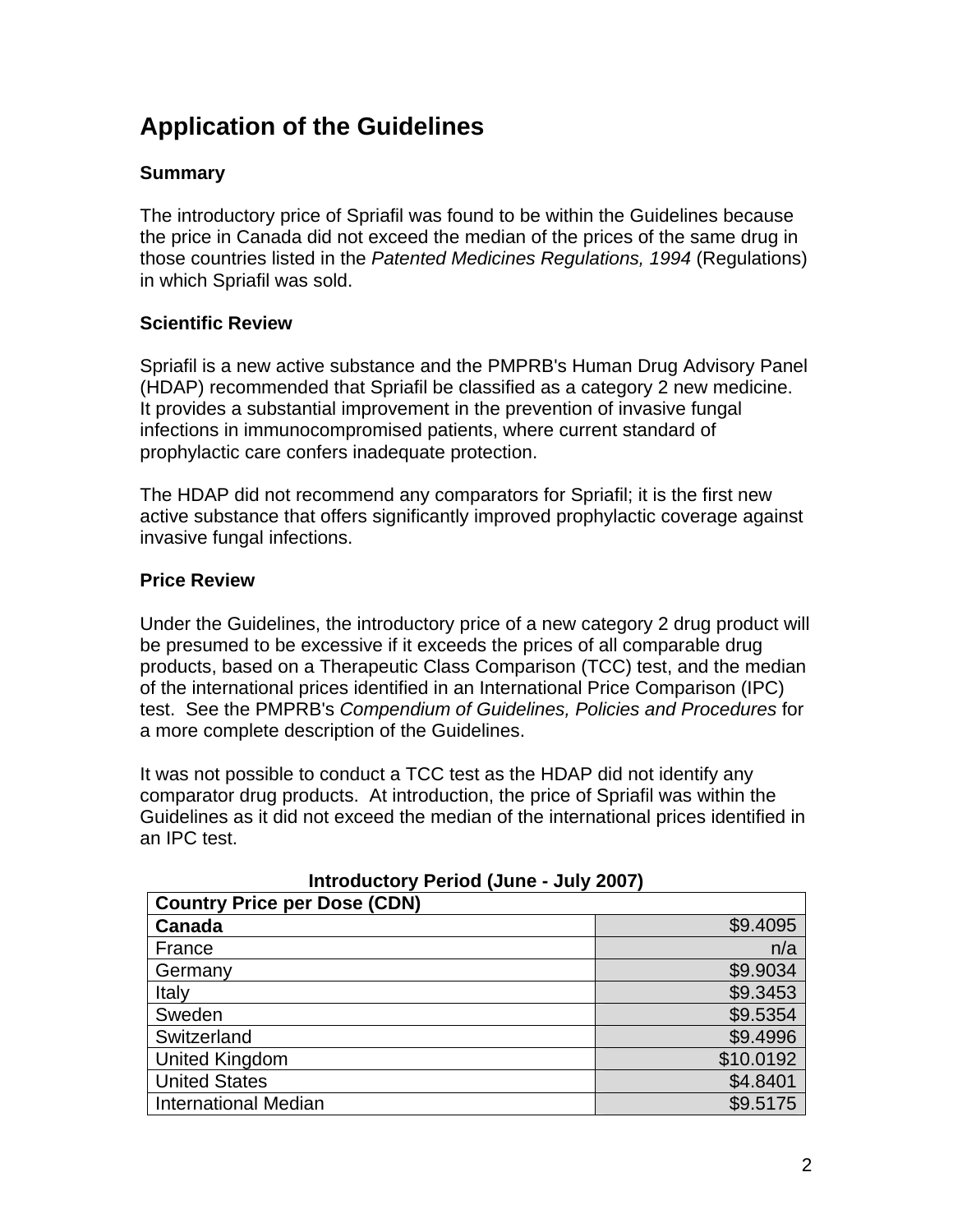# Application of the Guidelines

### Summary

The introductory price of Spriafil was found to be within the Guidelines because the price in Canada did not exceed the median of the prices of the same drug in those countries listed in the *Patented Medicines Regulations, 1994* (Regulations) in which Spriafil was sold.

### Scientific Review

Spriafil is a new active substance and the PMPRB's Human Drug Advisory Panel (HDAP) recommended that Spriafil be classified as a category 2 new medicine. It provides a substantial improvement in the prevention of invasive fungal infections in immunocompromised patients, where current standard of prophylactic care confers inadequate protection.

The HDAP did not recommend any comparators for Spriafil; it is the first new active substance that offers significantly improved prophylactic coverage against invasive fungal infections.

### Price Review

Under the Guidelines, the introductory price of a new category 2 drug product will be presumed to be excessive if it exceeds the prices of all comparable drug products, based on a Therapeutic Class Comparison (TCC) test, and the median of the international prices identified in an International Price Comparison (IPC) test. See the PMPRB's *Compendium of Guidelines, Policies and Procedures* for a more complete description of the Guidelines.

It was not possible to conduct a TCC test as the HDAP did not identify any comparator drug products. At introduction, the price of Spriafil was within the Guidelines as it did not exceed the median of the international prices identified in an IPC test.

**Introductory Period (June - July 2007)**

| Country Price per Dose (CDN) | |
|---|---|
| **Canada** | $9.4095 |
| France | n/a |
| Germany | $9.9034 |
| Italy | $9.3453 |
| Sweden | $9.5354 |
| Switzerland | $9.4996 |
| United Kingdom | $10.0192 |
| United States | $4.8401 |
| International Median | $9.5175 |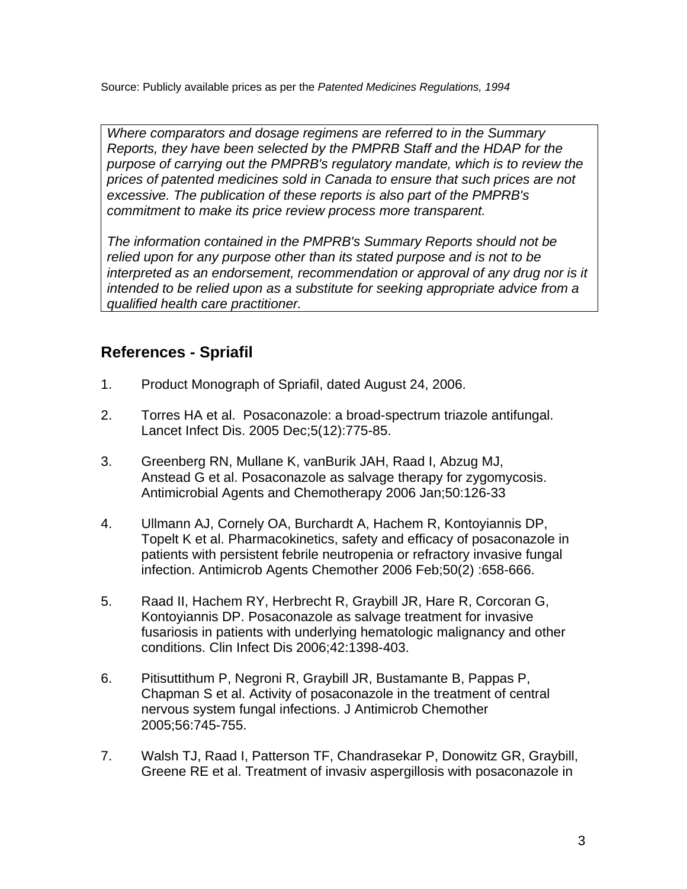Source: Publicly available prices as per the *Patented Medicines Regulations, 1994*

> *Where comparators and dosage regimens are referred to in the Summary Reports, they have been selected by the PMPRB Staff and the HDAP for the purpose of carrying out the PMPRB's regulatory mandate, which is to review the prices of patented medicines sold in Canada to ensure that such prices are not excessive. The publication of these reports is also part of the PMPRB's commitment to make its price review process more transparent.*
>
> *The information contained in the PMPRB's Summary Reports should not be relied upon for any purpose other than its stated purpose and is not to be interpreted as an endorsement, recommendation or approval of any drug nor is it intended to be relied upon as a substitute for seeking appropriate advice from a qualified health care practitioner.*

## References - Spriafil

1. Product Monograph of Spriafil, dated August 24, 2006.

2. Torres HA et al. Posaconazole: a broad-spectrum triazole antifungal. Lancet Infect Dis. 2005 Dec;5(12):775-85.

3. Greenberg RN, Mullane K, vanBurik JAH, Raad I, Abzug MJ, Anstead G et al. Posaconazole as salvage therapy for zygomycosis. Antimicrobial Agents and Chemotherapy 2006 Jan;50:126-33

4. Ullmann AJ, Cornely OA, Burchardt A, Hachem R, Kontoyiannis DP, Topelt K et al. Pharmacokinetics, safety and efficacy of posaconazole in patients with persistent febrile neutropenia or refractory invasive fungal infection. Antimicrob Agents Chemother 2006 Feb;50(2) :658-666.

5. Raad II, Hachem RY, Herbrecht R, Graybill JR, Hare R, Corcoran G, Kontoyiannis DP. Posaconazole as salvage treatment for invasive fusariosis in patients with underlying hematologic malignancy and other conditions. Clin Infect Dis 2006;42:1398-403.

6. Pitisuttithum P, Negroni R, Graybill JR, Bustamante B, Pappas P, Chapman S et al. Activity of posaconazole in the treatment of central nervous system fungal infections. J Antimicrob Chemother 2005;56:745-755.

7. Walsh TJ, Raad I, Patterson TF, Chandrasekar P, Donowitz GR, Graybill, Greene RE et al. Treatment of invasiv aspergillosis with posaconazole in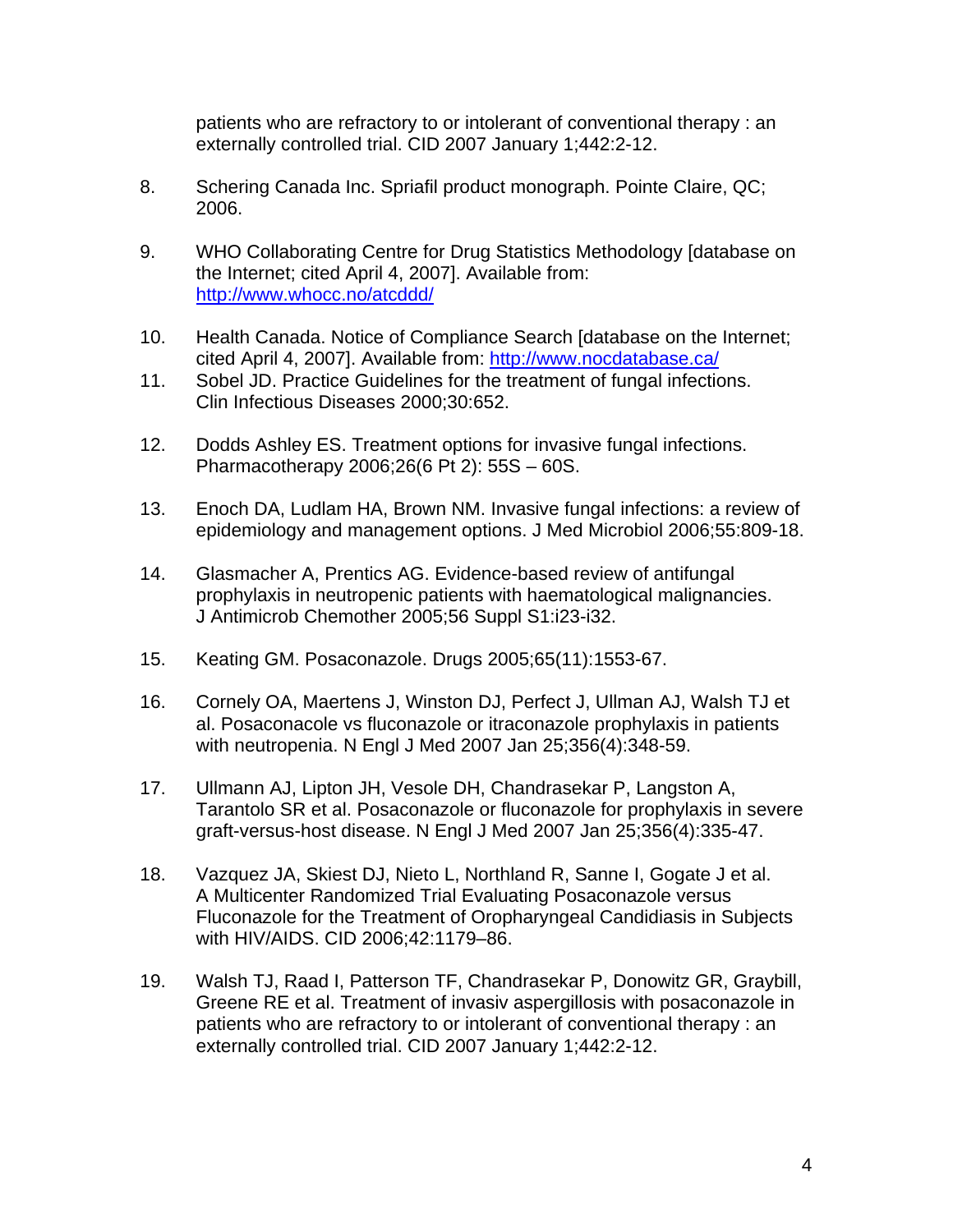patients who are refractory to or intolerant of conventional therapy : an externally controlled trial. CID 2007 January 1;442:2-12.

8. Schering Canada Inc. Spriafil product monograph. Pointe Claire, QC; 2006.

9. WHO Collaborating Centre for Drug Statistics Methodology [database on the Internet; cited April 4, 2007]. Available from: http://www.whocc.no/atcddd/

10. Health Canada. Notice of Compliance Search [database on the Internet; cited April 4, 2007]. Available from: http://www.nocdatabase.ca/

11. Sobel JD. Practice Guidelines for the treatment of fungal infections. Clin Infectious Diseases 2000;30:652.

12. Dodds Ashley ES. Treatment options for invasive fungal infections. Pharmacotherapy 2006;26(6 Pt 2): 55S – 60S.

13. Enoch DA, Ludlam HA, Brown NM. Invasive fungal infections: a review of epidemiology and management options. J Med Microbiol 2006;55:809-18.

14. Glasmacher A, Prentics AG. Evidence-based review of antifungal prophylaxis in neutropenic patients with haematological malignancies. J Antimicrob Chemother 2005;56 Suppl S1:i23-i32.

15. Keating GM. Posaconazole. Drugs 2005;65(11):1553-67.

16. Cornely OA, Maertens J, Winston DJ, Perfect J, Ullman AJ, Walsh TJ et al. Posaconacole vs fluconazole or itraconazole prophylaxis in patients with neutropenia. N Engl J Med 2007 Jan 25;356(4):348-59.

17. Ullmann AJ, Lipton JH, Vesole DH, Chandrasekar P, Langston A, Tarantolo SR et al. Posaconazole or fluconazole for prophylaxis in severe graft-versus-host disease. N Engl J Med 2007 Jan 25;356(4):335-47.

18. Vazquez JA, Skiest DJ, Nieto L, Northland R, Sanne I, Gogate J et al. A Multicenter Randomized Trial Evaluating Posaconazole versus Fluconazole for the Treatment of Oropharyngeal Candidiasis in Subjects with HIV/AIDS. CID 2006;42:1179–86.

19. Walsh TJ, Raad I, Patterson TF, Chandrasekar P, Donowitz GR, Graybill, Greene RE et al. Treatment of invasiv aspergillosis with posaconazole in patients who are refractory to or intolerant of conventional therapy : an externally controlled trial. CID 2007 January 1;442:2-12.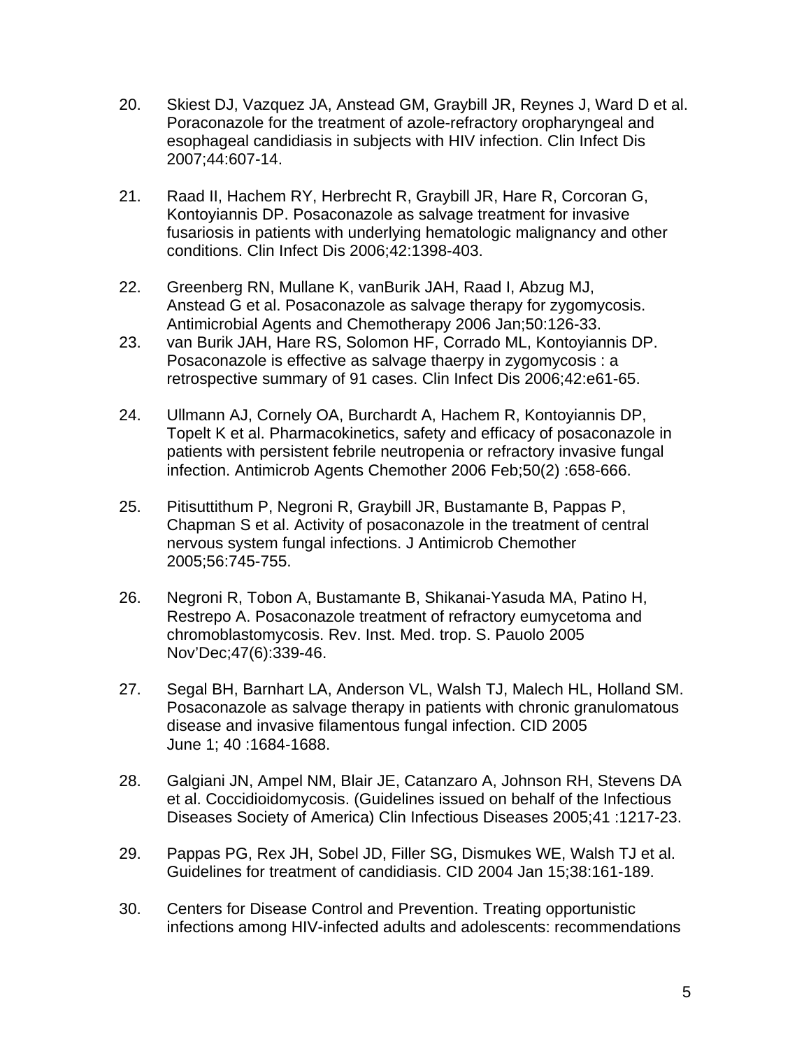20. Skiest DJ, Vazquez JA, Anstead GM, Graybill JR, Reynes J, Ward D et al. Poraconazole for the treatment of azole-refractory oropharyngeal and esophageal candidiasis in subjects with HIV infection. Clin Infect Dis 2007;44:607-14.

21. Raad II, Hachem RY, Herbrecht R, Graybill JR, Hare R, Corcoran G, Kontoyiannis DP. Posaconazole as salvage treatment for invasive fusariosis in patients with underlying hematologic malignancy and other conditions. Clin Infect Dis 2006;42:1398-403.

22. Greenberg RN, Mullane K, vanBurik JAH, Raad I, Abzug MJ, Anstead G et al. Posaconazole as salvage therapy for zygomycosis. Antimicrobial Agents and Chemotherapy 2006 Jan;50:126-33.

23. van Burik JAH, Hare RS, Solomon HF, Corrado ML, Kontoyiannis DP. Posaconazole is effective as salvage thaerpy in zygomycosis : a retrospective summary of 91 cases. Clin Infect Dis 2006;42:e61-65.

24. Ullmann AJ, Cornely OA, Burchardt A, Hachem R, Kontoyiannis DP, Topelt K et al. Pharmacokinetics, safety and efficacy of posaconazole in patients with persistent febrile neutropenia or refractory invasive fungal infection. Antimicrob Agents Chemother 2006 Feb;50(2) :658-666.

25. Pitisuttithum P, Negroni R, Graybill JR, Bustamante B, Pappas P, Chapman S et al. Activity of posaconazole in the treatment of central nervous system fungal infections. J Antimicrob Chemother 2005;56:745-755.

26. Negroni R, Tobon A, Bustamante B, Shikanai-Yasuda MA, Patino H, Restrepo A. Posaconazole treatment of refractory eumycetoma and chromoblastomycosis. Rev. Inst. Med. trop. S. Pauolo 2005 Nov'Dec;47(6):339-46.

27. Segal BH, Barnhart LA, Anderson VL, Walsh TJ, Malech HL, Holland SM. Posaconazole as salvage therapy in patients with chronic granulomatous disease and invasive filamentous fungal infection. CID 2005 June 1; 40 :1684-1688.

28. Galgiani JN, Ampel NM, Blair JE, Catanzaro A, Johnson RH, Stevens DA et al. Coccidioidomycosis. (Guidelines issued on behalf of the Infectious Diseases Society of America) Clin Infectious Diseases 2005;41 :1217-23.

29. Pappas PG, Rex JH, Sobel JD, Filler SG, Dismukes WE, Walsh TJ et al. Guidelines for treatment of candidiasis. CID 2004 Jan 15;38:161-189.

30. Centers for Disease Control and Prevention. Treating opportunistic infections among HIV-infected adults and adolescents: recommendations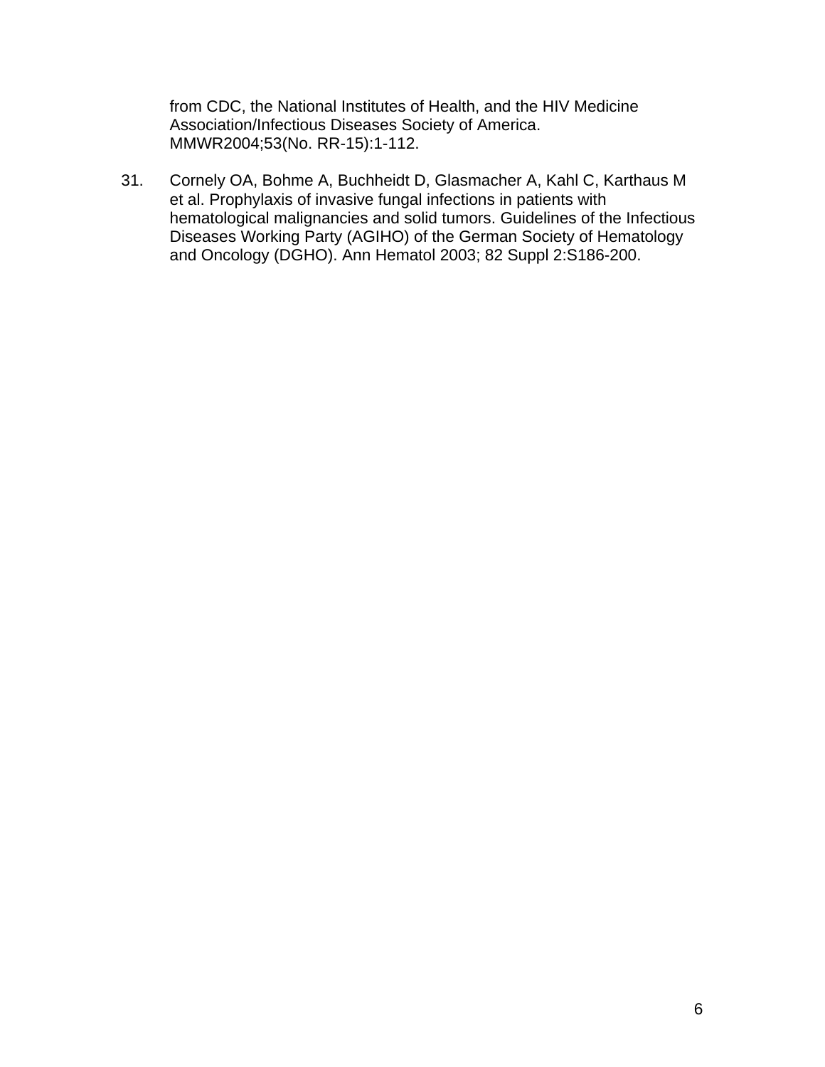from CDC, the National Institutes of Health, and the HIV Medicine Association/Infectious Diseases Society of America. MMWR2004;53(No. RR-15):1-112.

31. Cornely OA, Bohme A, Buchheidt D, Glasmacher A, Kahl C, Karthaus M et al. Prophylaxis of invasive fungal infections in patients with hematological malignancies and solid tumors. Guidelines of the Infectious Diseases Working Party (AGIHO) of the German Society of Hematology and Oncology (DGHO). Ann Hematol 2003; 82 Suppl 2:S186-200.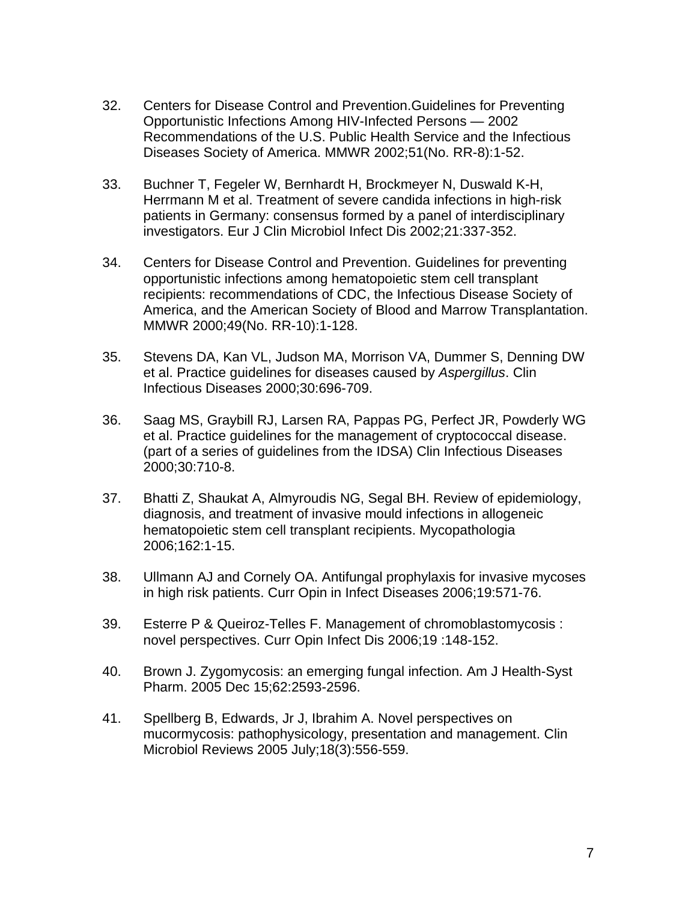32. Centers for Disease Control and Prevention.Guidelines for Preventing Opportunistic Infections Among HIV-Infected Persons — 2002 Recommendations of the U.S. Public Health Service and the Infectious Diseases Society of America. MMWR 2002;51(No. RR-8):1-52.

33. Buchner T, Fegeler W, Bernhardt H, Brockmeyer N, Duswald K-H, Herrmann M et al. Treatment of severe candida infections in high-risk patients in Germany: consensus formed by a panel of interdisciplinary investigators. Eur J Clin Microbiol Infect Dis 2002;21:337-352.

34. Centers for Disease Control and Prevention. Guidelines for preventing opportunistic infections among hematopoietic stem cell transplant recipients: recommendations of CDC, the Infectious Disease Society of America, and the American Society of Blood and Marrow Transplantation. MMWR 2000;49(No. RR-10):1-128.

35. Stevens DA, Kan VL, Judson MA, Morrison VA, Dummer S, Denning DW et al. Practice guidelines for diseases caused by *Aspergillus*. Clin Infectious Diseases 2000;30:696-709.

36. Saag MS, Graybill RJ, Larsen RA, Pappas PG, Perfect JR, Powderly WG et al. Practice guidelines for the management of cryptococcal disease. (part of a series of guidelines from the IDSA) Clin Infectious Diseases 2000;30:710-8.

37. Bhatti Z, Shaukat A, Almyroudis NG, Segal BH. Review of epidemiology, diagnosis, and treatment of invasive mould infections in allogeneic hematopoietic stem cell transplant recipients. Mycopathologia 2006;162:1-15.

38. Ullmann AJ and Cornely OA. Antifungal prophylaxis for invasive mycoses in high risk patients. Curr Opin in Infect Diseases 2006;19:571-76.

39. Esterre P & Queiroz-Telles F. Management of chromoblastomycosis : novel perspectives. Curr Opin Infect Dis 2006;19 :148-152.

40. Brown J. Zygomycosis: an emerging fungal infection. Am J Health-Syst Pharm. 2005 Dec 15;62:2593-2596.

41. Spellberg B, Edwards, Jr J, Ibrahim A. Novel perspectives on mucormycosis: pathophysicology, presentation and management. Clin Microbiol Reviews 2005 July;18(3):556-559.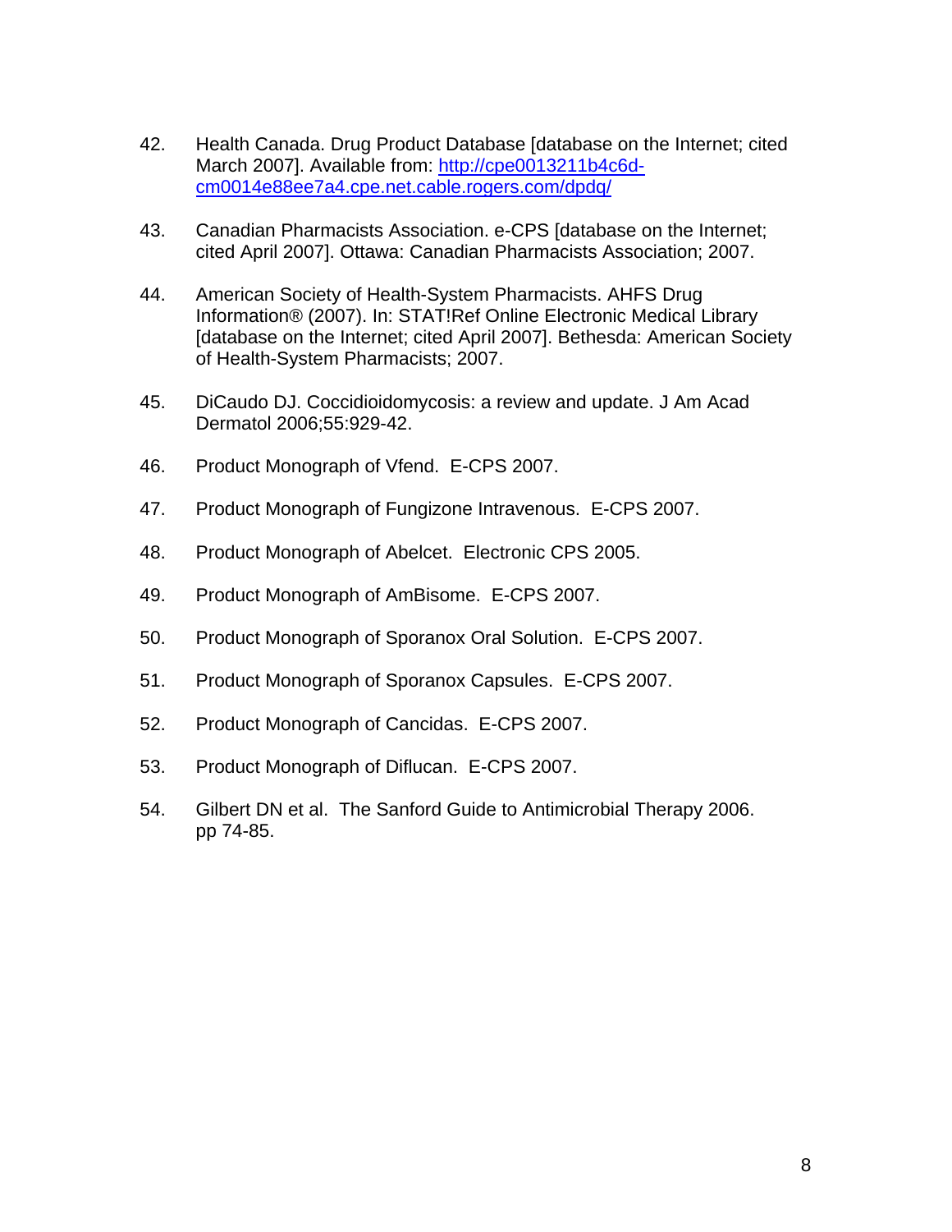42. Health Canada. Drug Product Database [database on the Internet; cited March 2007]. Available from: [http://cpe0013211b4c6d-cm0014e88ee7a4.cpe.net.cable.rogers.com/dpdq/](http://cpe0013211b4c6d-cm0014e88ee7a4.cpe.net.cable.rogers.com/dpdq/)

43. Canadian Pharmacists Association. e-CPS [database on the Internet; cited April 2007]. Ottawa: Canadian Pharmacists Association; 2007.

44. American Society of Health-System Pharmacists. AHFS Drug Information® (2007). In: STAT!Ref Online Electronic Medical Library [database on the Internet; cited April 2007]. Bethesda: American Society of Health-System Pharmacists; 2007.

45. DiCaudo DJ. Coccidioidomycosis: a review and update. J Am Acad Dermatol 2006;55:929-42.

46. Product Monograph of Vfend. E-CPS 2007.

47. Product Monograph of Fungizone Intravenous. E-CPS 2007.

48. Product Monograph of Abelcet. Electronic CPS 2005.

49. Product Monograph of AmBisome. E-CPS 2007.

50. Product Monograph of Sporanox Oral Solution. E-CPS 2007.

51. Product Monograph of Sporanox Capsules. E-CPS 2007.

52. Product Monograph of Cancidas. E-CPS 2007.

53. Product Monograph of Diflucan. E-CPS 2007.

54. Gilbert DN et al. The Sanford Guide to Antimicrobial Therapy 2006. pp 74-85.